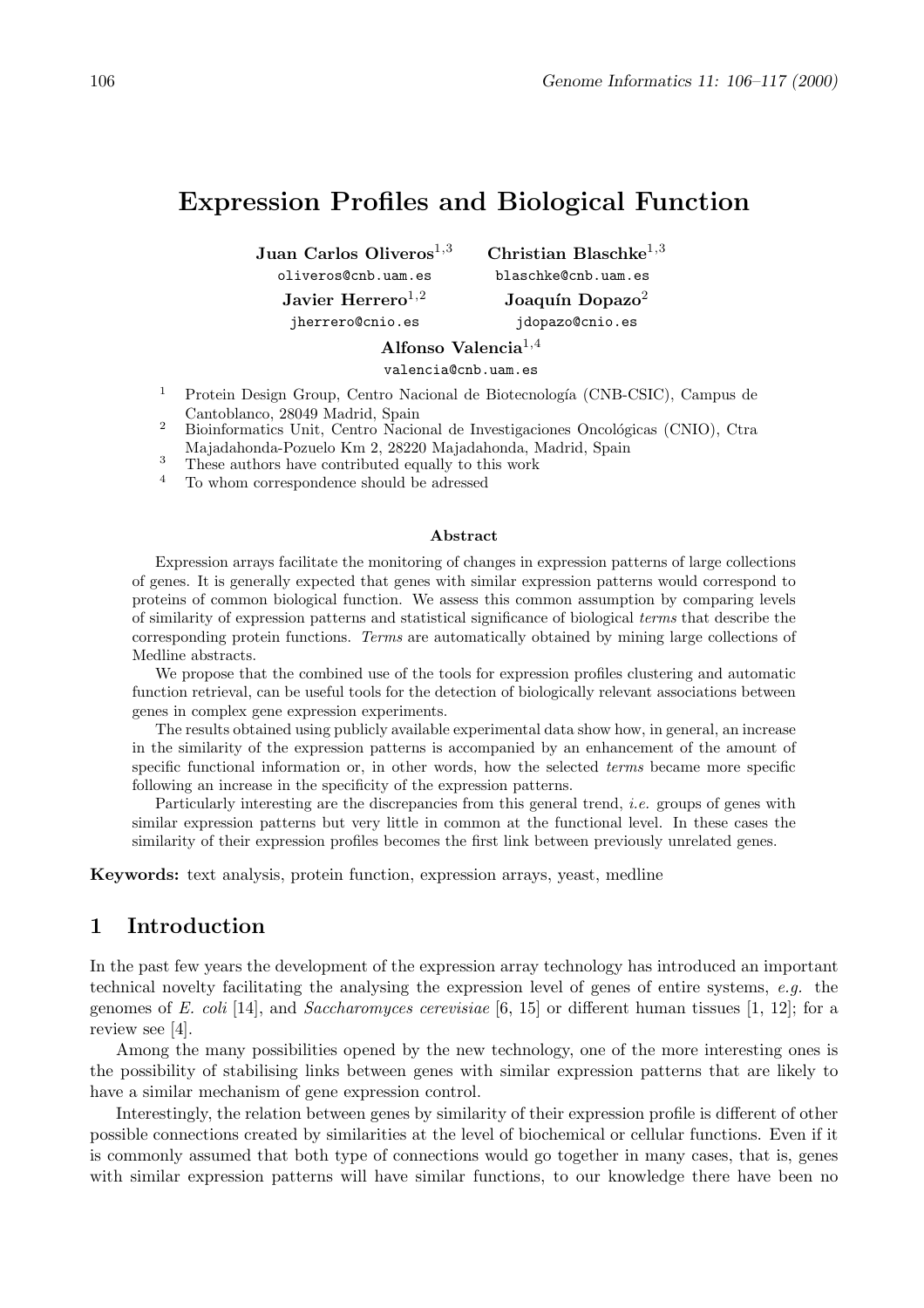# Expression Profiles and Biological Function

**Juan Carlos Oliveros**[1,3]
oliveros@cnb.uam.es

**Christian Blaschke**[1,3]
blaschke@cnb.uam.es

**Javier Herrero**[1,2]
jherrero@cnio.es

**Joaquín Dopazo**[2]
jdopazo@cnio.es

**Alfonso Valencia**[1,4]
valencia@cnb.uam.es

[1] Protein Design Group, Centro Nacional de Biotecnología (CNB-CSIC), Campus de Cantoblanco, 28049 Madrid, Spain

[2] Bioinformatics Unit, Centro Nacional de Investigaciones Oncológicas (CNIO), Ctra Majadahonda-Pozuelo Km 2, 28220 Majadahonda, Madrid, Spain

[3] These authors have contributed equally to this work

[4] To whom correspondence should be adressed

### Abstract

Expression arrays facilitate the monitoring of changes in expression patterns of large collections of genes. It is generally expected that genes with similar expression patterns would correspond to proteins of common biological function. We assess this common assumption by comparing levels of similarity of expression patterns and statistical significance of biological *terms* that describe the corresponding protein functions. *Terms* are automatically obtained by mining large collections of Medline abstracts.

We propose that the combined use of the tools for expression profiles clustering and automatic function retrieval, can be useful tools for the detection of biologically relevant associations between genes in complex gene expression experiments.

The results obtained using publicly available experimental data show how, in general, an increase in the similarity of the expression patterns is accompanied by an enhancement of the amount of specific functional information or, in other words, how the selected *terms* became more specific following an increase in the specificity of the expression patterns.

Particularly interesting are the discrepancies from this general trend, *i.e.* groups of genes with similar expression patterns but very little in common at the functional level. In these cases the similarity of their expression profiles becomes the first link between previously unrelated genes.

**Keywords:** text analysis, protein function, expression arrays, yeast, medline

## 1 Introduction

In the past few years the development of the expression array technology has introduced an important technical novelty facilitating the analysing the expression level of genes of entire systems, *e.g.* the genomes of *E. coli* [14], and *Saccharomyces cerevisiae* [6, 15] or different human tissues [1, 12]; for a review see [4].

Among the many possibilities opened by the new technology, one of the more interesting ones is the possibility of stabilising links between genes with similar expression patterns that are likely to have a similar mechanism of gene expression control.

Interestingly, the relation between genes by similarity of their expression profile is different of other possible connections created by similarities at the level of biochemical or cellular functions. Even if it is commonly assumed that both type of connections would go together in many cases, that is, genes with similar expression patterns will have similar functions, to our knowledge there have been no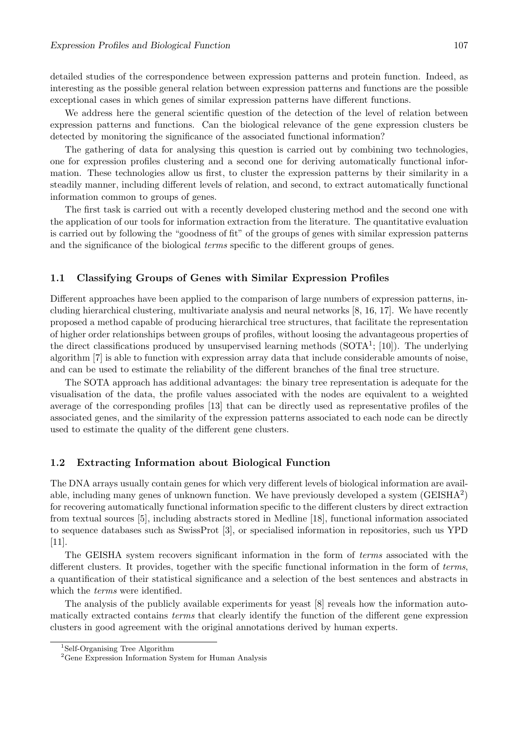detailed studies of the correspondence between expression patterns and protein function. Indeed, as interesting as the possible general relation between expression patterns and functions are the possible exceptional cases in which genes of similar expression patterns have different functions.

We address here the general scientific question of the detection of the level of relation between expression patterns and functions. Can the biological relevance of the gene expression clusters be detected by monitoring the significance of the associated functional information?

The gathering of data for analysing this question is carried out by combining two technologies, one for expression profiles clustering and a second one for deriving automatically functional information. These technologies allow us first, to cluster the expression patterns by their similarity in a steadily manner, including different levels of relation, and second, to extract automatically functional information common to groups of genes.

The first task is carried out with a recently developed clustering method and the second one with the application of our tools for information extraction from the literature. The quantitative evaluation is carried out by following the "goodness of fit" of the groups of genes with similar expression patterns and the significance of the biological *terms* specific to the different groups of genes.

### 1.1 Classifying Groups of Genes with Similar Expression Profiles

Different approaches have been applied to the comparison of large numbers of expression patterns, including hierarchical clustering, multivariate analysis and neural networks [8, 16, 17]. We have recently proposed a method capable of producing hierarchical tree structures, that facilitate the representation of higher order relationships between groups of profiles, without loosing the advantageous properties of the direct classifications produced by unsupervised learning methods (SOTA[1]; [10]). The underlying algorithm [7] is able to function with expression array data that include considerable amounts of noise, and can be used to estimate the reliability of the different branches of the final tree structure.

The SOTA approach has additional advantages: the binary tree representation is adequate for the visualisation of the data, the profile values associated with the nodes are equivalent to a weighted average of the corresponding profiles [13] that can be directly used as representative profiles of the associated genes, and the similarity of the expression patterns associated to each node can be directly used to estimate the quality of the different gene clusters.

### 1.2 Extracting Information about Biological Function

The DNA arrays usually contain genes for which very different levels of biological information are available, including many genes of unknown function. We have previously developed a system (GEISHA[2]) for recovering automatically functional information specific to the different clusters by direct extraction from textual sources [5], including abstracts stored in Medline [18], functional information associated to sequence databases such as SwissProt [3], or specialised information in repositories, such us YPD [11].

The GEISHA system recovers significant information in the form of *terms* associated with the different clusters. It provides, together with the specific functional information in the form of *terms*, a quantification of their statistical significance and a selection of the best sentences and abstracts in which the *terms* were identified.

The analysis of the publicly available experiments for yeast [8] reveals how the information automatically extracted contains *terms* that clearly identify the function of the different gene expression clusters in good agreement with the original annotations derived by human experts.

[1] Self-Organising Tree Algorithm

[2] Gene Expression Information System for Human Analysis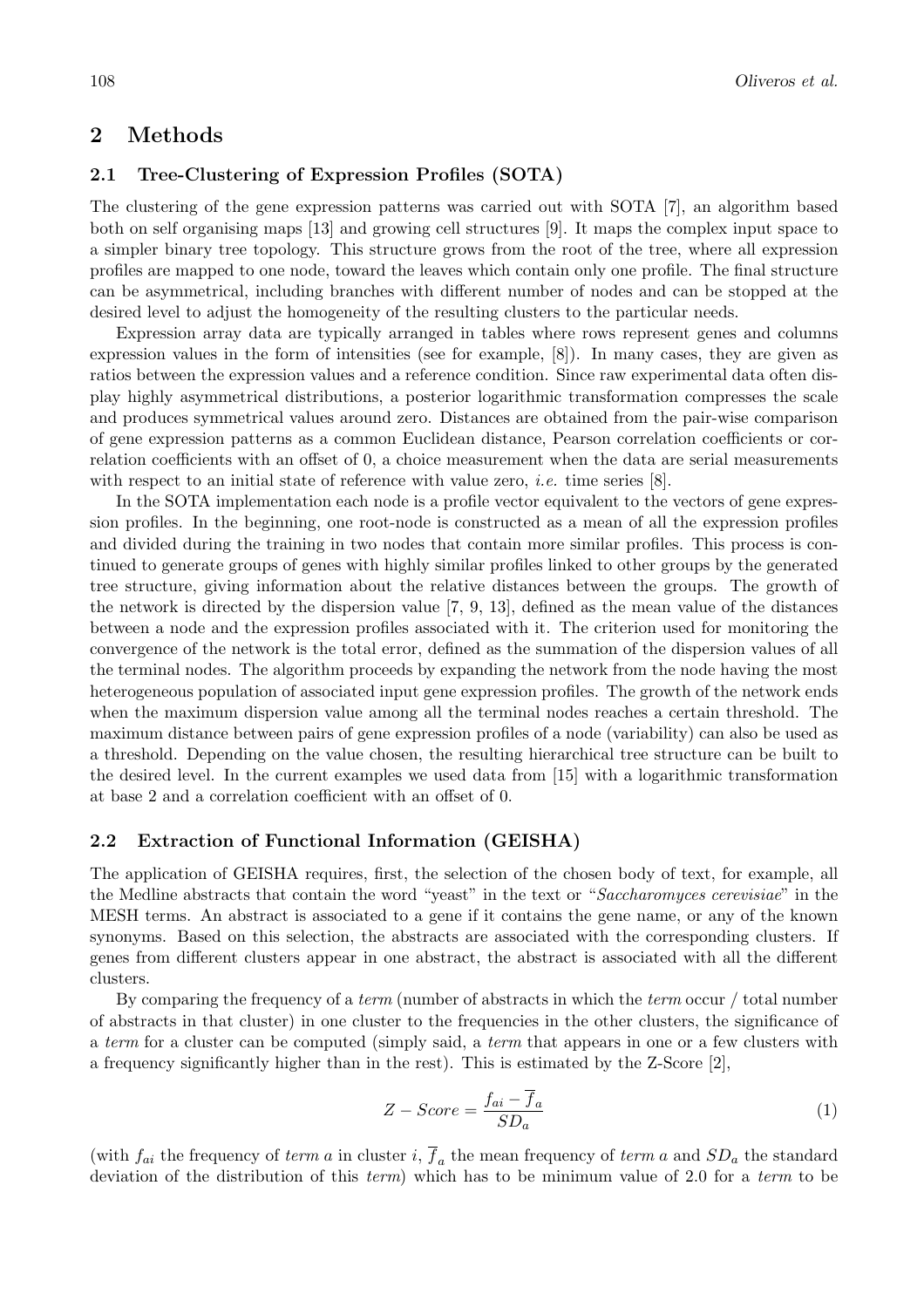## 2 Methods

### 2.1 Tree-Clustering of Expression Profiles (SOTA)

The clustering of the gene expression patterns was carried out with SOTA [7], an algorithm based both on self organising maps [13] and growing cell structures [9]. It maps the complex input space to a simpler binary tree topology. This structure grows from the root of the tree, where all expression profiles are mapped to one node, toward the leaves which contain only one profile. The final structure can be asymmetrical, including branches with different number of nodes and can be stopped at the desired level to adjust the homogeneity of the resulting clusters to the particular needs.

Expression array data are typically arranged in tables where rows represent genes and columns expression values in the form of intensities (see for example, [8]). In many cases, they are given as ratios between the expression values and a reference condition. Since raw experimental data often display highly asymmetrical distributions, a posterior logarithmic transformation compresses the scale and produces symmetrical values around zero. Distances are obtained from the pair-wise comparison of gene expression patterns as a common Euclidean distance, Pearson correlation coefficients or correlation coefficients with an offset of 0, a choice measurement when the data are serial measurements with respect to an initial state of reference with value zero, *i.e.* time series [8].

In the SOTA implementation each node is a profile vector equivalent to the vectors of gene expression profiles. In the beginning, one root-node is constructed as a mean of all the expression profiles and divided during the training in two nodes that contain more similar profiles. This process is continued to generate groups of genes with highly similar profiles linked to other groups by the generated tree structure, giving information about the relative distances between the groups. The growth of the network is directed by the dispersion value [7, 9, 13], defined as the mean value of the distances between a node and the expression profiles associated with it. The criterion used for monitoring the convergence of the network is the total error, defined as the summation of the dispersion values of all the terminal nodes. The algorithm proceeds by expanding the network from the node having the most heterogeneous population of associated input gene expression profiles. The growth of the network ends when the maximum dispersion value among all the terminal nodes reaches a certain threshold. The maximum distance between pairs of gene expression profiles of a node (variability) can also be used as a threshold. Depending on the value chosen, the resulting hierarchical tree structure can be built to the desired level. In the current examples we used data from [15] with a logarithmic transformation at base 2 and a correlation coefficient with an offset of 0.

### 2.2 Extraction of Functional Information (GEISHA)

The application of GEISHA requires, first, the selection of the chosen body of text, for example, all the Medline abstracts that contain the word "yeast" in the text or "*Saccharomyces cerevisiae*" in the MESH terms. An abstract is associated to a gene if it contains the gene name, or any of the known synonyms. Based on this selection, the abstracts are associated with the corresponding clusters. If genes from different clusters appear in one abstract, the abstract is associated with all the different clusters.

By comparing the frequency of a *term* (number of abstracts in which the *term* occur / total number of abstracts in that cluster) in one cluster to the frequencies in the other clusters, the significance of a *term* for a cluster can be computed (simply said, a *term* that appears in one or a few clusters with a frequency significantly higher than in the rest). This is estimated by the Z-Score [2],

$$Z - Score = \frac{f_{ai} - \overline{f}_a}{SD_a} \tag{1}$$

(with $f_{ai}$ the frequency of *term a* in cluster $i$, $\overline{f}_a$ the mean frequency of *term a* and $SD_a$ the standard deviation of the distribution of this *term*) which has to be minimum value of 2.0 for a *term* to be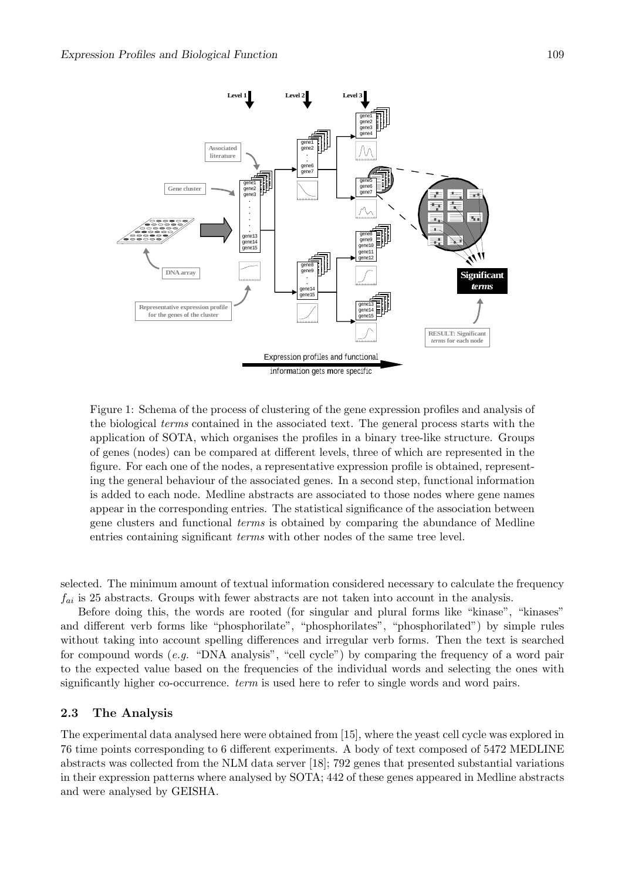Figure 1: Schema of the process of clustering of the gene expression profiles and analysis of the biological *terms* contained in the associated text. The general process starts with the application of SOTA, which organises the profiles in a binary tree-like structure. Groups of genes (nodes) can be compared at different levels, three of which are represented in the figure. For each one of the nodes, a representative expression profile is obtained, representing the general behaviour of the associated genes. In a second step, functional information is added to each node. Medline abstracts are associated to those nodes where gene names appear in the corresponding entries. The statistical significance of the association between gene clusters and functional *terms* is obtained by comparing the abundance of Medline entries containing significant *terms* with other nodes of the same tree level.

selected. The minimum amount of textual information considered necessary to calculate the frequency $f_{ai}$ is 25 abstracts. Groups with fewer abstracts are not taken into account in the analysis.

Before doing this, the words are rooted (for singular and plural forms like "kinase", "kinases" and different verb forms like "phosphorilate", "phosphorilates", "phosphorilated") by simple rules without taking into account spelling differences and irregular verb forms. Then the text is searched for compound words (*e.g.* "DNA analysis", "cell cycle") by comparing the frequency of a word pair to the expected value based on the frequencies of the individual words and selecting the ones with significantly higher co-occurrence. *term* is used here to refer to single words and word pairs.

## 2.3 The Analysis

The experimental data analysed here were obtained from [15], where the yeast cell cycle was explored in 76 time points corresponding to 6 different experiments. A body of text composed of 5472 MEDLINE abstracts was collected from the NLM data server [18]; 792 genes that presented substantial variations in their expression patterns where analysed by SOTA; 442 of these genes appeared in Medline abstracts and were analysed by GEISHA.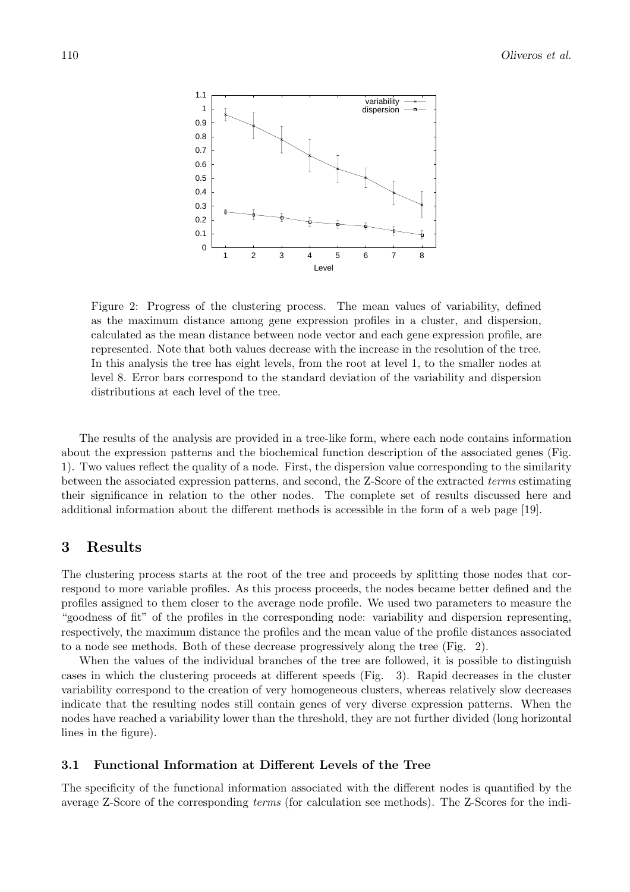Figure 2: Progress of the clustering process. The mean values of variability, defined as the maximum distance among gene expression profiles in a cluster, and dispersion, calculated as the mean distance between node vector and each gene expression profile, are represented. Note that both values decrease with the increase in the resolution of the tree. In this analysis the tree has eight levels, from the root at level 1, to the smaller nodes at level 8. Error bars correspond to the standard deviation of the variability and dispersion distributions at each level of the tree.

The results of the analysis are provided in a tree-like form, where each node contains information about the expression patterns and the biochemical function description of the associated genes (Fig. 1). Two values reflect the quality of a node. First, the dispersion value corresponding to the similarity between the associated expression patterns, and second, the Z-Score of the extracted *terms* estimating their significance in relation to the other nodes. The complete set of results discussed here and additional information about the different methods is accessible in the form of a web page [19].

## 3 Results

The clustering process starts at the root of the tree and proceeds by splitting those nodes that correspond to more variable profiles. As this process proceeds, the nodes became better defined and the profiles assigned to them closer to the average node profile. We used two parameters to measure the "goodness of fit" of the profiles in the corresponding node: variability and dispersion representing, respectively, the maximum distance the profiles and the mean value of the profile distances associated to a node see methods. Both of these decrease progressively along the tree (Fig. 2).

When the values of the individual branches of the tree are followed, it is possible to distinguish cases in which the clustering proceeds at different speeds (Fig. 3). Rapid decreases in the cluster variability correspond to the creation of very homogeneous clusters, whereas relatively slow decreases indicate that the resulting nodes still contain genes of very diverse expression patterns. When the nodes have reached a variability lower than the threshold, they are not further divided (long horizontal lines in the figure).

### 3.1 Functional Information at Different Levels of the Tree

The specificity of the functional information associated with the different nodes is quantified by the average Z-Score of the corresponding *terms* (for calculation see methods). The Z-Scores for the indi-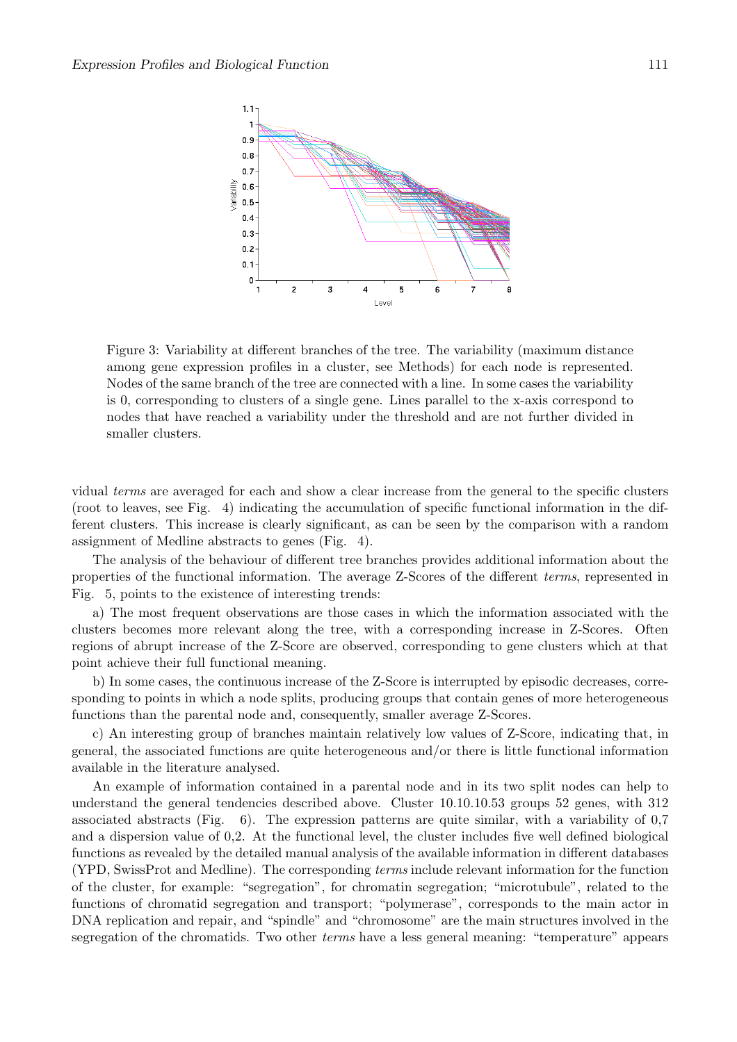Figure 3: Variability at different branches of the tree. The variability (maximum distance among gene expression profiles in a cluster, see Methods) for each node is represented. Nodes of the same branch of the tree are connected with a line. In some cases the variability is 0, corresponding to clusters of a single gene. Lines parallel to the x-axis correspond to nodes that have reached a variability under the threshold and are not further divided in smaller clusters.

vidual *terms* are averaged for each and show a clear increase from the general to the specific clusters (root to leaves, see Fig. 4) indicating the accumulation of specific functional information in the different clusters. This increase is clearly significant, as can be seen by the comparison with a random assignment of Medline abstracts to genes (Fig. 4).

The analysis of the behaviour of different tree branches provides additional information about the properties of the functional information. The average Z-Scores of the different *terms*, represented in Fig. 5, points to the existence of interesting trends:

a) The most frequent observations are those cases in which the information associated with the clusters becomes more relevant along the tree, with a corresponding increase in Z-Scores. Often regions of abrupt increase of the Z-Score are observed, corresponding to gene clusters which at that point achieve their full functional meaning.

b) In some cases, the continuous increase of the Z-Score is interrupted by episodic decreases, corresponding to points in which a node splits, producing groups that contain genes of more heterogeneous functions than the parental node and, consequently, smaller average Z-Scores.

c) An interesting group of branches maintain relatively low values of Z-Score, indicating that, in general, the associated functions are quite heterogeneous and/or there is little functional information available in the literature analysed.

An example of information contained in a parental node and in its two split nodes can help to understand the general tendencies described above. Cluster 10.10.10.53 groups 52 genes, with 312 associated abstracts (Fig. 6). The expression patterns are quite similar, with a variability of 0,7 and a dispersion value of 0,2. At the functional level, the cluster includes five well defined biological functions as revealed by the detailed manual analysis of the available information in different databases (YPD, SwissProt and Medline). The corresponding *terms* include relevant information for the function of the cluster, for example: "segregation", for chromatin segregation; "microtubule", related to the functions of chromatid segregation and transport; "polymerase", corresponds to the main actor in DNA replication and repair, and "spindle" and "chromosome" are the main structures involved in the segregation of the chromatids. Two other *terms* have a less general meaning: "temperature" appears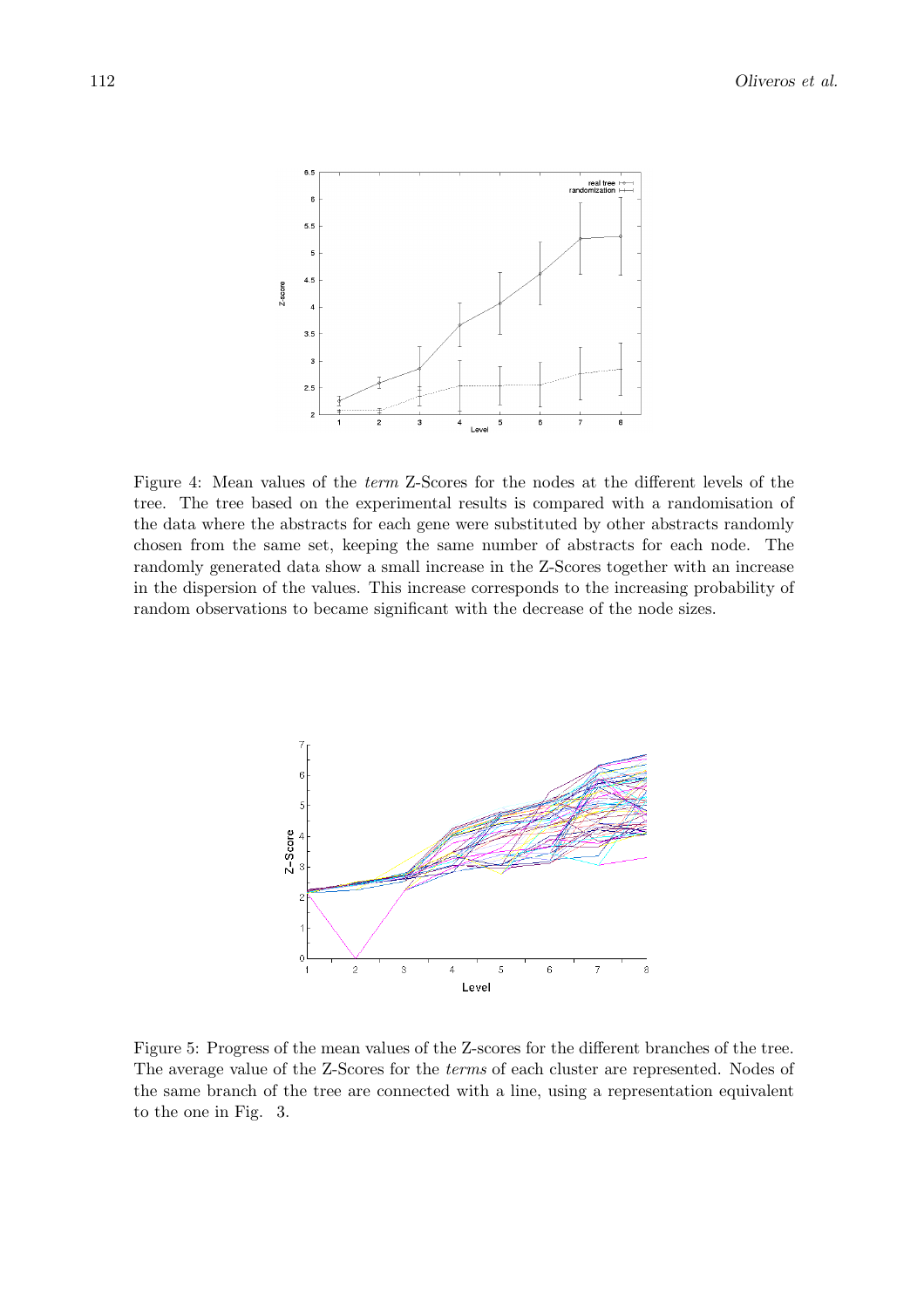Figure 4: Mean values of the *term* Z-Scores for the nodes at the different levels of the tree. The tree based on the experimental results is compared with a randomisation of the data where the abstracts for each gene were substituted by other abstracts randomly chosen from the same set, keeping the same number of abstracts for each node. The randomly generated data show a small increase in the Z-Scores together with an increase in the dispersion of the values. This increase corresponds to the increasing probability of random observations to became significant with the decrease of the node sizes.

Figure 5: Progress of the mean values of the Z-scores for the different branches of the tree. The average value of the Z-Scores for the *terms* of each cluster are represented. Nodes of the same branch of the tree are connected with a line, using a representation equivalent to the one in Fig. 3.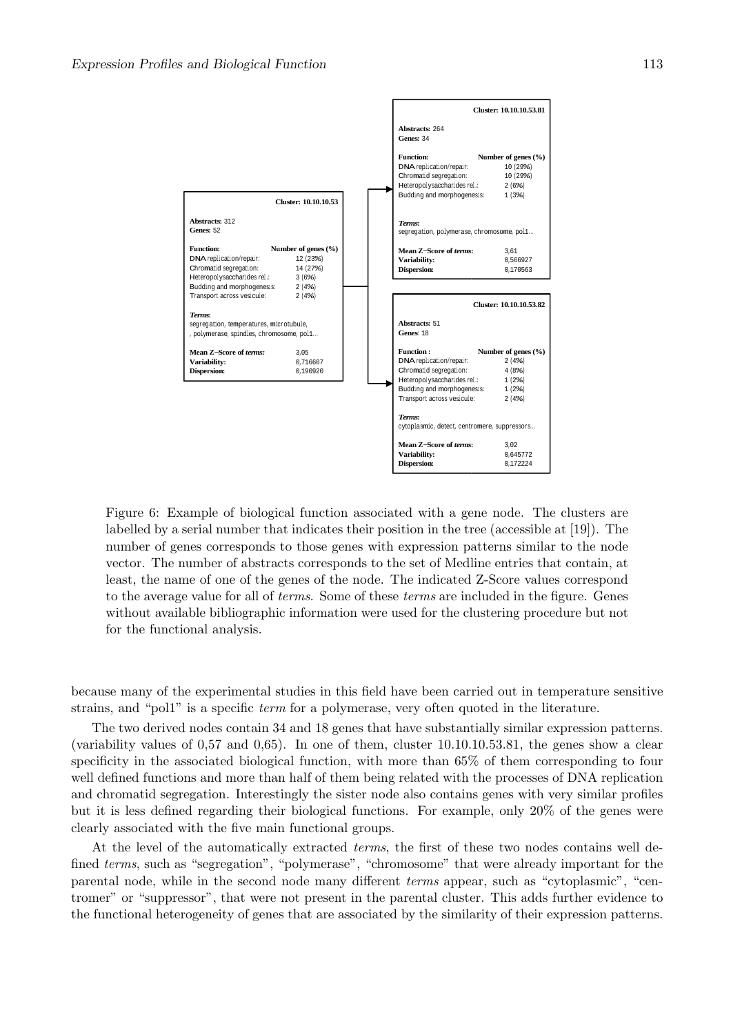**Cluster: 10.10.10.53**

**Abstracts:** 312
**Genes:** 52

| **Function:** | **Number of genes (%)** |
| --- | --- |
| DNA replication/repair: | 12 (23%) |
| Chromatid segregation: | 14 (27%) |
| Heteropolysaccharides rel.: | 3 (6%) |
| Budding and morphogenesis: | 2 (4%) |
| Transport across vesicule: | 2 (4%) |

***Terms:***
segregation, temperatures, microtubule, , polymerase, spindles, chromosome, pol1...

| | |
| --- | --- |
| **Mean Z−Score of *terms:*** | 3,05 |
| **Variability:** | 0,716607 |
| **Dispersion:** | 0,190920 |

**Cluster: 10.10.10.53.81**

**Abstracts:** 264
**Genes:** 34

| **Function:** | **Number of genes (%)** |
| --- | --- |
| DNA replication/repair: | 10 (29%) |
| Chromatid segregation: | 10 (29%) |
| Heteropolysaccharides rel.: | 2 (6%) |
| Budding and morphogenesis: | 1 (3%) |

***Terms:***
segregation, polymerase, chromosome, pol1...

| | |
| --- | --- |
| **Mean Z−Score of *terms*:** | 3,61 |
| **Variability:** | 0,566927 |
| **Dispersion:** | 0,170563 |

**Cluster: 10.10.10.53.82**

**Abstracts:** 51
**Genes**: 18

| **Function :** | **Number of genes (%)** |
| --- | --- |
| DNA replication/repair: | 2 (4%) |
| Chromatid segregation: | 4 (8%) |
| Heteropolysaccharides rel.: | 1 (2%) |
| Budding and morphogenesis: | 1 (2%) |
| Transport across vesicule: | 2 (4%) |

***Terms:***
cytoplasmic, detect, centromere, suppressors...

| | |
| --- | --- |
| **Mean Z−Score of *terms*:** | 3,02 |
| **Variability:** | 0,645772 |
| **Dispersion:** | 0,172224 |

Figure 6: Example of biological function associated with a gene node. The clusters are labelled by a serial number that indicates their position in the tree (accessible at [19]). The number of genes corresponds to those genes with expression patterns similar to the node vector. The number of abstracts corresponds to the set of Medline entries that contain, at least, the name of one of the genes of the node. The indicated Z-Score values correspond to the average value for all of *terms*. Some of these *terms* are included in the figure. Genes without available bibliographic information were used for the clustering procedure but not for the functional analysis.

because many of the experimental studies in this field have been carried out in temperature sensitive strains, and "pol1" is a specific *term* for a polymerase, very often quoted in the literature.

The two derived nodes contain 34 and 18 genes that have substantially similar expression patterns. (variability values of 0,57 and 0,65). In one of them, cluster 10.10.10.53.81, the genes show a clear specificity in the associated biological function, with more than 65% of them corresponding to four well defined functions and more than half of them being related with the processes of DNA replication and chromatid segregation. Interestingly the sister node also contains genes with very similar profiles but it is less defined regarding their biological functions. For example, only 20% of the genes were clearly associated with the five main functional groups.

At the level of the automatically extracted *terms*, the first of these two nodes contains well defined *terms*, such as "segregation", "polymerase", "chromosome" that were already important for the parental node, while in the second node many different *terms* appear, such as "cytoplasmic", "centromer" or "suppressor", that were not present in the parental cluster. This adds further evidence to the functional heterogeneity of genes that are associated by the similarity of their expression patterns.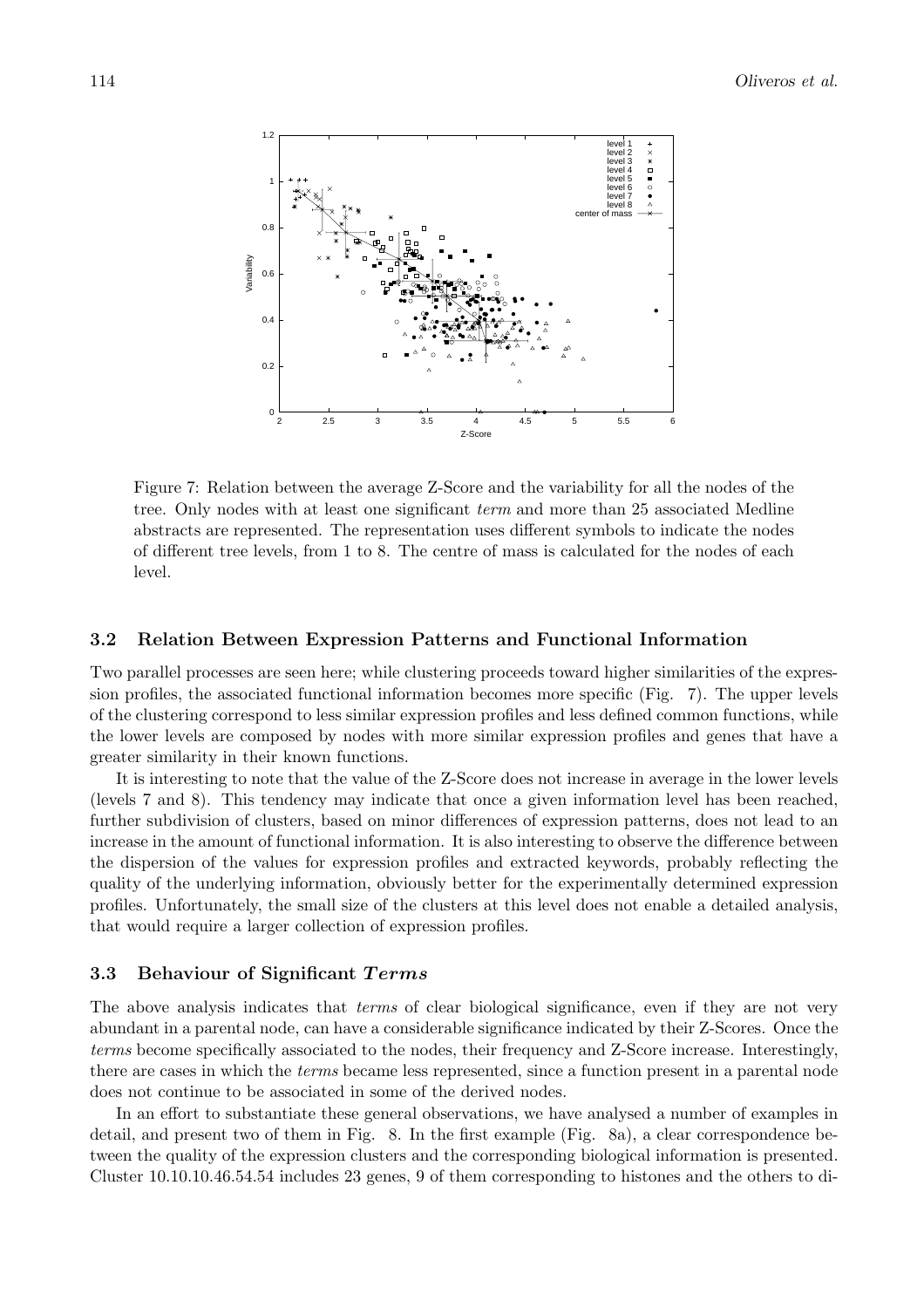Figure 7: Relation between the average Z-Score and the variability for all the nodes of the tree. Only nodes with at least one significant *term* and more than 25 associated Medline abstracts are represented. The representation uses different symbols to indicate the nodes of different tree levels, from 1 to 8. The centre of mass is calculated for the nodes of each level.

### 3.2 Relation Between Expression Patterns and Functional Information

Two parallel processes are seen here; while clustering proceeds toward higher similarities of the expression profiles, the associated functional information becomes more specific (Fig. 7). The upper levels of the clustering correspond to less similar expression profiles and less defined common functions, while the lower levels are composed by nodes with more similar expression profiles and genes that have a greater similarity in their known functions.

It is interesting to note that the value of the Z-Score does not increase in average in the lower levels (levels 7 and 8). This tendency may indicate that once a given information level has been reached, further subdivision of clusters, based on minor differences of expression patterns, does not lead to an increase in the amount of functional information. It is also interesting to observe the difference between the dispersion of the values for expression profiles and extracted keywords, probably reflecting the quality of the underlying information, obviously better for the experimentally determined expression profiles. Unfortunately, the small size of the clusters at this level does not enable a detailed analysis, that would require a larger collection of expression profiles.

### 3.3 Behaviour of Significant *Terms*

The above analysis indicates that *terms* of clear biological significance, even if they are not very abundant in a parental node, can have a considerable significance indicated by their Z-Scores. Once the *terms* become specifically associated to the nodes, their frequency and Z-Score increase. Interestingly, there are cases in which the *terms* became less represented, since a function present in a parental node does not continue to be associated in some of the derived nodes.

In an effort to substantiate these general observations, we have analysed a number of examples in detail, and present two of them in Fig. 8. In the first example (Fig. 8a), a clear correspondence between the quality of the expression clusters and the corresponding biological information is presented. Cluster 10.10.10.46.54.54 includes 23 genes, 9 of them corresponding to histones and the others to di-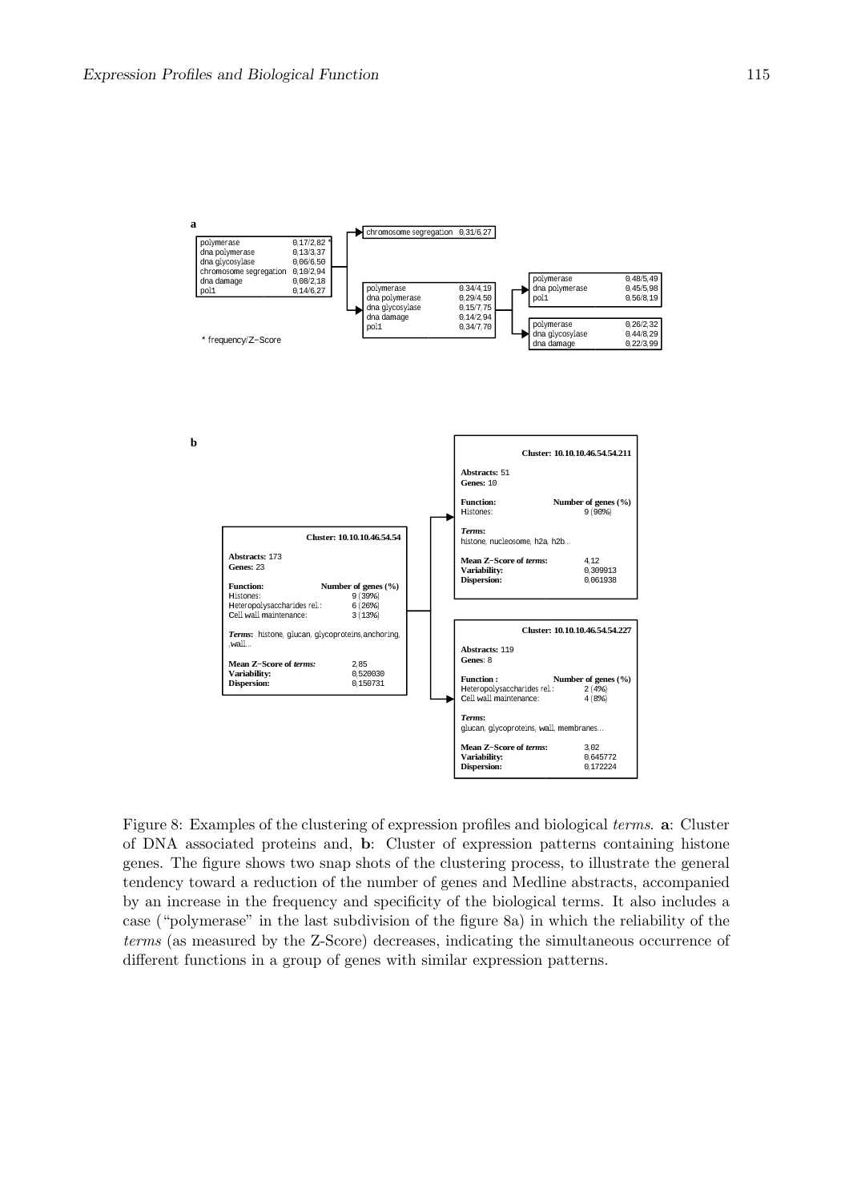**a**

| | |
|---|---|
| polymerase | 0,17/2,82 * |
| dna polymerase | 0,13/3,37 |
| dna glycosylase | 0,06/6,50 |
| chromosome segregation | 0,10/2,94 |
| dna damage | 0,08/2,18 |
| pol1 | 0,14/6,27 |

\* frequency/Z−Score

| | |
|---|---|
| chromosome segregation | 0,31/6,27 |

| | |
|---|---|
| polymerase | 0,34/4,19 |
| dna polymerase | 0,29/4,50 |
| dna glycosylase | 0,15/7,75 |
| dna damage | 0,14/2,94 |
| pol1 | 0,34/7,70 |

| | |
|---|---|
| polymerase | 0,48/5,49 |
| dna polymerase | 0,45/5,98 |
| pol1 | 0,56/8,19 |

| | |
|---|---|
| polymerase | 0,26/2,32 |
| dna glycosylase | 0,44/8,29 |
| dna damage | 0,22/3,99 |

**b**

**Cluster: 10.10.10.46.54.54**

**Abstracts:** 173
**Genes:** 23

| **Function:** | **Number of genes (%)** |
|---|---|
| Histones: | 9 (39%) |
| Heteropolysaccharides rel.: | 6 (26%) |
| Cell wall maintenance: | 3 (13%) |

***Terms:*** histone, glucan, glycoproteins, anchoring, ,wall...

| | |
|---|---|
| **Mean Z−Score of *terms:*** | 2,85 |
| **Variability:** | 0,520030 |
| **Dispersion:** | 0,150731 |

**Cluster: 10.10.10.46.54.54.211**

**Abstracts:** 51
**Genes:** 10

| **Function:** | **Number of genes (%)** |
|---|---|
| Histones: | 9 (90%) |

***Terms:***
histone, nucleosome, h2a, h2b...

| | |
|---|---|
| **Mean Z−Score of *terms:*** | 4,12 |
| **Variability:** | 0,309913 |
| **Dispersion:** | 0,061938 |

**Cluster: 10.10.10.46.54.54.227**

**Abstracts:** 119
**Genes**: 8

| **Function :** | **Number of genes (%)** |
|---|---|
| Heteropolysaccharides rel.: | 2 (4%) |
| Cell wall maintenance: | 4 (8%) |

***Terms:***
glucan, glycoproteins, wall, membranes...

| | |
|---|---|
| **Mean Z−Score of *terms:*** | 3,02 |
| **Variability:** | 0,645772 |
| **Dispersion:** | 0,172224 |

Figure 8: Examples of the clustering of expression profiles and biological *terms*. **a**: Cluster of DNA associated proteins and, **b**: Cluster of expression patterns containing histone genes. The figure shows two snap shots of the clustering process, to illustrate the general tendency toward a reduction of the number of genes and Medline abstracts, accompanied by an increase in the frequency and specificity of the biological terms. It also includes a case ("polymerase" in the last subdivision of the figure 8a) in which the reliability of the *terms* (as measured by the Z-Score) decreases, indicating the simultaneous occurrence of different functions in a group of genes with similar expression patterns.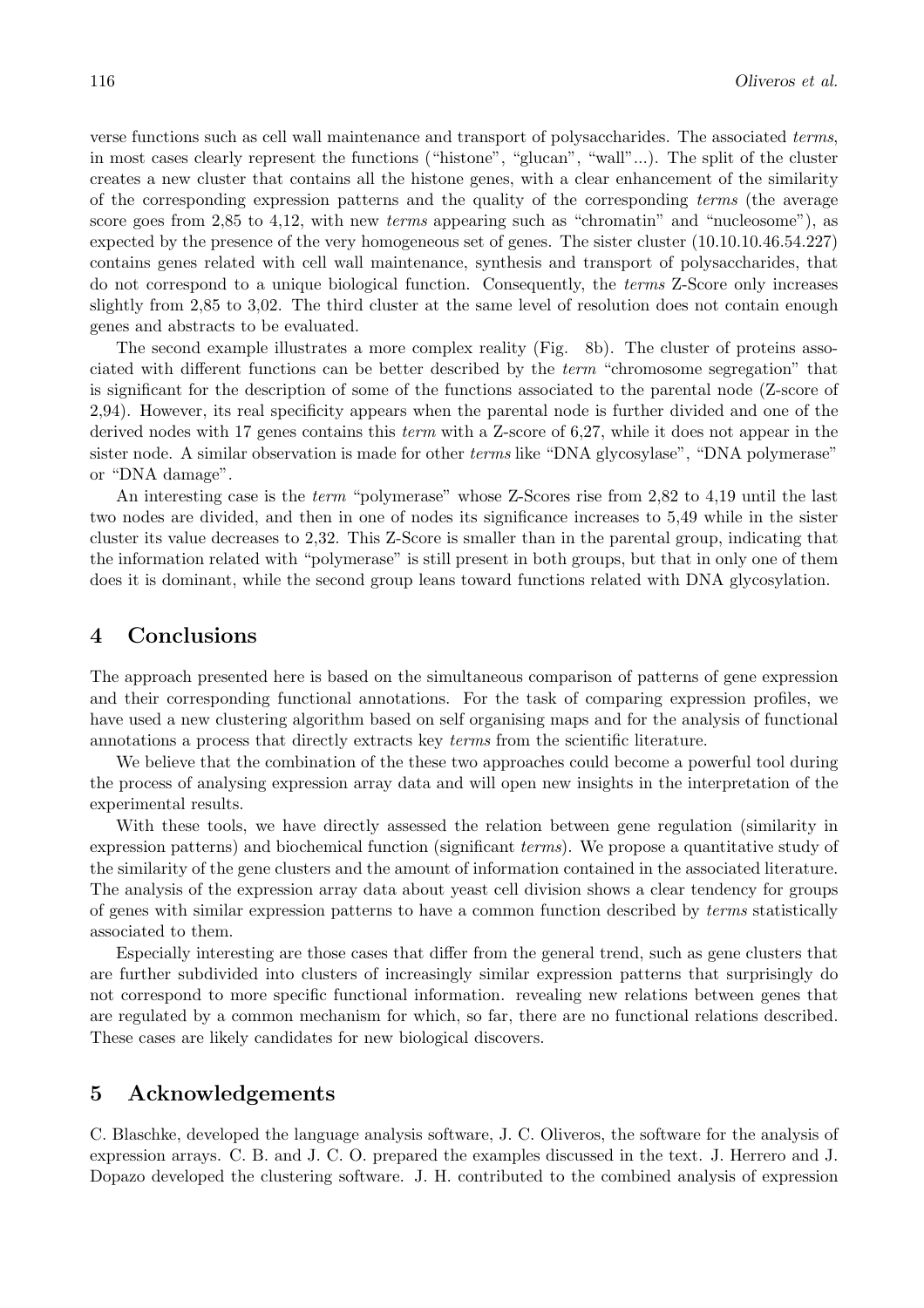verse functions such as cell wall maintenance and transport of polysaccharides. The associated *terms*, in most cases clearly represent the functions ("histone", "glucan", "wall"...). The split of the cluster creates a new cluster that contains all the histone genes, with a clear enhancement of the similarity of the corresponding expression patterns and the quality of the corresponding *terms* (the average score goes from 2,85 to 4,12, with new *terms* appearing such as "chromatin" and "nucleosome"), as expected by the presence of the very homogeneous set of genes. The sister cluster (10.10.10.46.54.227) contains genes related with cell wall maintenance, synthesis and transport of polysaccharides, that do not correspond to a unique biological function. Consequently, the *terms* Z-Score only increases slightly from 2,85 to 3,02. The third cluster at the same level of resolution does not contain enough genes and abstracts to be evaluated.

The second example illustrates a more complex reality (Fig. 8b). The cluster of proteins associated with different functions can be better described by the *term* "chromosome segregation" that is significant for the description of some of the functions associated to the parental node (Z-score of 2,94). However, its real specificity appears when the parental node is further divided and one of the derived nodes with 17 genes contains this *term* with a Z-score of 6,27, while it does not appear in the sister node. A similar observation is made for other *terms* like "DNA glycosylase", "DNA polymerase" or "DNA damage".

An interesting case is the *term* "polymerase" whose Z-Scores rise from 2,82 to 4,19 until the last two nodes are divided, and then in one of nodes its significance increases to 5,49 while in the sister cluster its value decreases to 2,32. This Z-Score is smaller than in the parental group, indicating that the information related with "polymerase" is still present in both groups, but that in only one of them does it is dominant, while the second group leans toward functions related with DNA glycosylation.

# 4 Conclusions

The approach presented here is based on the simultaneous comparison of patterns of gene expression and their corresponding functional annotations. For the task of comparing expression profiles, we have used a new clustering algorithm based on self organising maps and for the analysis of functional annotations a process that directly extracts key *terms* from the scientific literature.

We believe that the combination of the these two approaches could become a powerful tool during the process of analysing expression array data and will open new insights in the interpretation of the experimental results.

With these tools, we have directly assessed the relation between gene regulation (similarity in expression patterns) and biochemical function (significant *terms*). We propose a quantitative study of the similarity of the gene clusters and the amount of information contained in the associated literature. The analysis of the expression array data about yeast cell division shows a clear tendency for groups of genes with similar expression patterns to have a common function described by *terms* statistically associated to them.

Especially interesting are those cases that differ from the general trend, such as gene clusters that are further subdivided into clusters of increasingly similar expression patterns that surprisingly do not correspond to more specific functional information. revealing new relations between genes that are regulated by a common mechanism for which, so far, there are no functional relations described. These cases are likely candidates for new biological discovers.

# 5 Acknowledgements

C. Blaschke, developed the language analysis software, J. C. Oliveros, the software for the analysis of expression arrays. C. B. and J. C. O. prepared the examples discussed in the text. J. Herrero and J. Dopazo developed the clustering software. J. H. contributed to the combined analysis of expression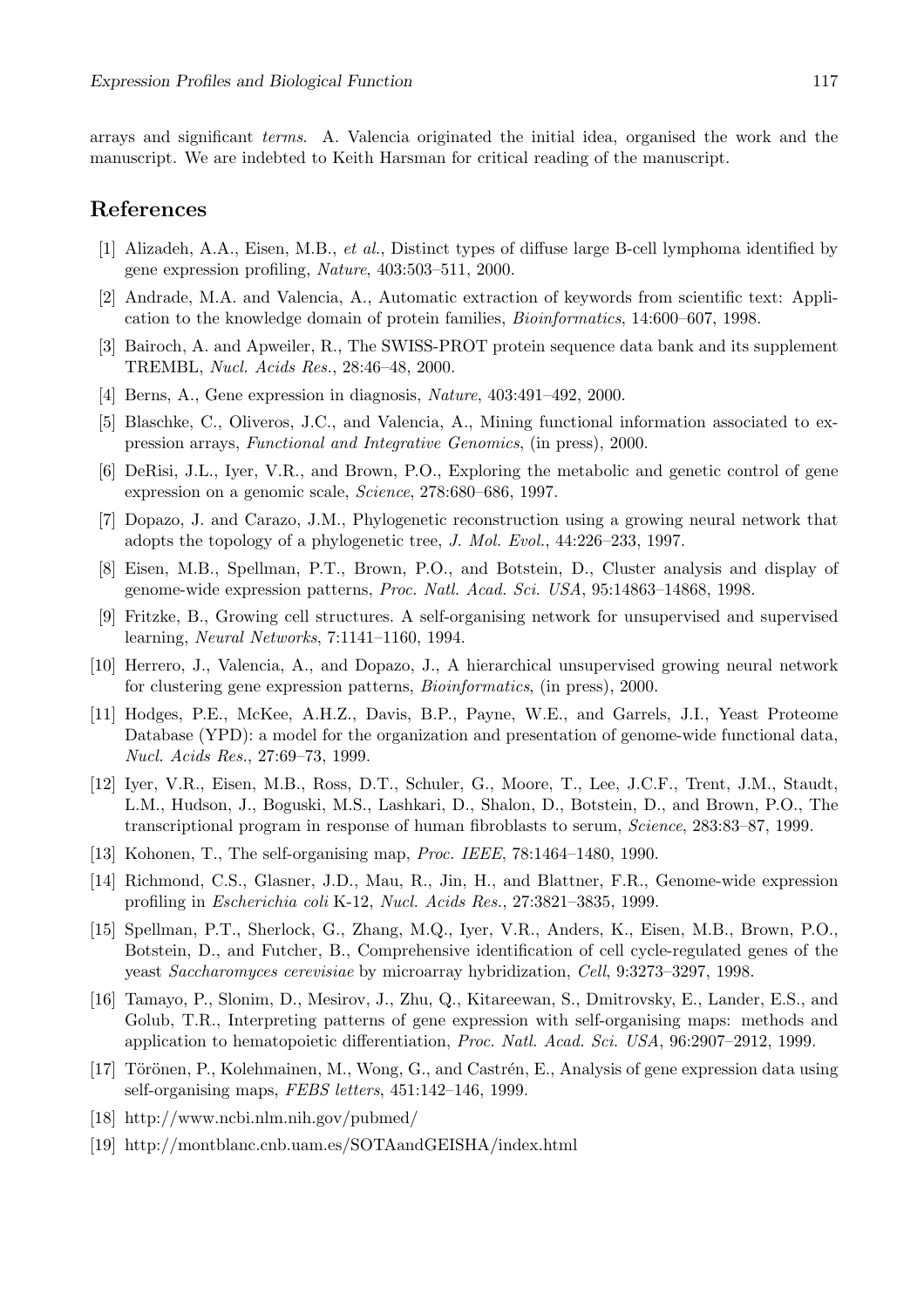arrays and significant *terms*. A. Valencia originated the initial idea, organised the work and the manuscript. We are indebted to Keith Harsman for critical reading of the manuscript.

## References

[1] Alizadeh, A.A., Eisen, M.B., *et al.*, Distinct types of diffuse large B-cell lymphoma identified by gene expression profiling, *Nature*, 403:503–511, 2000.

[2] Andrade, M.A. and Valencia, A., Automatic extraction of keywords from scientific text: Application to the knowledge domain of protein families, *Bioinformatics*, 14:600–607, 1998.

[3] Bairoch, A. and Apweiler, R., The SWISS-PROT protein sequence data bank and its supplement TREMBL, *Nucl. Acids Res.*, 28:46–48, 2000.

[4] Berns, A., Gene expression in diagnosis, *Nature*, 403:491–492, 2000.

[5] Blaschke, C., Oliveros, J.C., and Valencia, A., Mining functional information associated to expression arrays, *Functional and Integrative Genomics*, (in press), 2000.

[6] DeRisi, J.L., Iyer, V.R., and Brown, P.O., Exploring the metabolic and genetic control of gene expression on a genomic scale, *Science*, 278:680–686, 1997.

[7] Dopazo, J. and Carazo, J.M., Phylogenetic reconstruction using a growing neural network that adopts the topology of a phylogenetic tree, *J. Mol. Evol.*, 44:226–233, 1997.

[8] Eisen, M.B., Spellman, P.T., Brown, P.O., and Botstein, D., Cluster analysis and display of genome-wide expression patterns, *Proc. Natl. Acad. Sci. USA*, 95:14863–14868, 1998.

[9] Fritzke, B., Growing cell structures. A self-organising network for unsupervised and supervised learning, *Neural Networks*, 7:1141–1160, 1994.

[10] Herrero, J., Valencia, A., and Dopazo, J., A hierarchical unsupervised growing neural network for clustering gene expression patterns, *Bioinformatics*, (in press), 2000.

[11] Hodges, P.E., McKee, A.H.Z., Davis, B.P., Payne, W.E., and Garrels, J.I., Yeast Proteome Database (YPD): a model for the organization and presentation of genome-wide functional data, *Nucl. Acids Res.*, 27:69–73, 1999.

[12] Iyer, V.R., Eisen, M.B., Ross, D.T., Schuler, G., Moore, T., Lee, J.C.F., Trent, J.M., Staudt, L.M., Hudson, J., Boguski, M.S., Lashkari, D., Shalon, D., Botstein, D., and Brown, P.O., The transcriptional program in response of human fibroblasts to serum, *Science*, 283:83–87, 1999.

[13] Kohonen, T., The self-organising map, *Proc. IEEE*, 78:1464–1480, 1990.

[14] Richmond, C.S., Glasner, J.D., Mau, R., Jin, H., and Blattner, F.R., Genome-wide expression profiling in *Escherichia coli* K-12, *Nucl. Acids Res.*, 27:3821–3835, 1999.

[15] Spellman, P.T., Sherlock, G., Zhang, M.Q., Iyer, V.R., Anders, K., Eisen, M.B., Brown, P.O., Botstein, D., and Futcher, B., Comprehensive identification of cell cycle-regulated genes of the yeast *Saccharomyces cerevisiae* by microarray hybridization, *Cell*, 9:3273–3297, 1998.

[16] Tamayo, P., Slonim, D., Mesirov, J., Zhu, Q., Kitareewan, S., Dmitrovsky, E., Lander, E.S., and Golub, T.R., Interpreting patterns of gene expression with self-organising maps: methods and application to hematopoietic differentiation, *Proc. Natl. Acad. Sci. USA*, 96:2907–2912, 1999.

[17] Törönen, P., Kolehmainen, M., Wong, G., and Castrén, E., Analysis of gene expression data using self-organising maps, *FEBS letters*, 451:142–146, 1999.

[18] http://www.ncbi.nlm.nih.gov/pubmed/

[19] http://montblanc.cnb.uam.es/SOTAandGEISHA/index.html